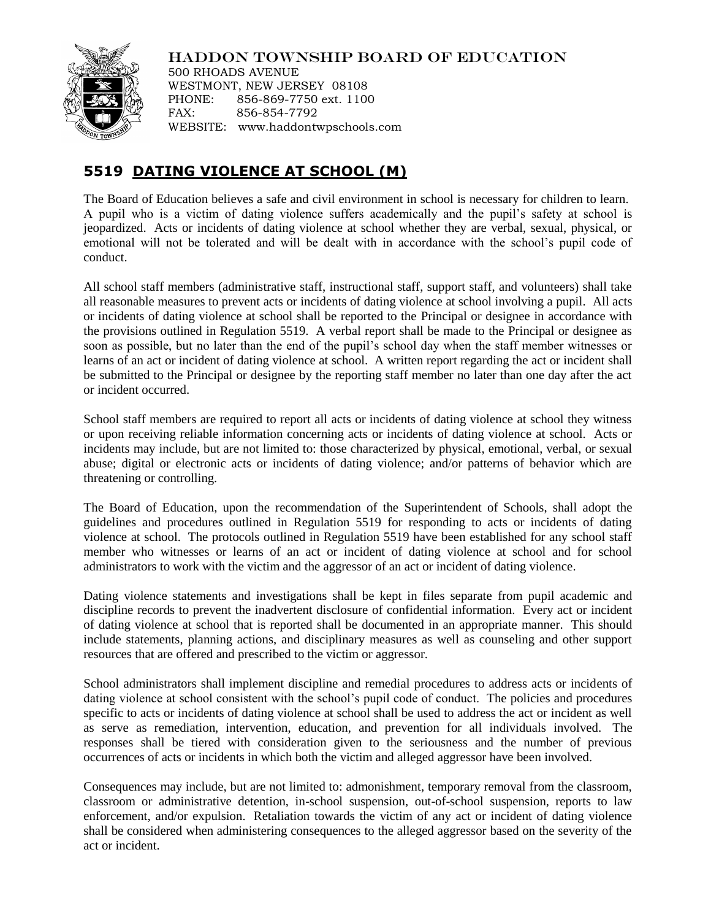HADDON TOWNSHIP BOARD OF EDUCATION
500 RHOADS AVENUE
WESTMONT, NEW JERSEY 08108
PHONE: 856-869-7750 ext. 1100
FAX: 856-854-7792
WEBSITE: www.haddontwpschools.com

## 5519 DATING VIOLENCE AT SCHOOL (M)

The Board of Education believes a safe and civil environment in school is necessary for children to learn. A pupil who is a victim of dating violence suffers academically and the pupil's safety at school is jeopardized. Acts or incidents of dating violence at school whether they are verbal, sexual, physical, or emotional will not be tolerated and will be dealt with in accordance with the school's pupil code of conduct.

All school staff members (administrative staff, instructional staff, support staff, and volunteers) shall take all reasonable measures to prevent acts or incidents of dating violence at school involving a pupil. All acts or incidents of dating violence at school shall be reported to the Principal or designee in accordance with the provisions outlined in Regulation 5519. A verbal report shall be made to the Principal or designee as soon as possible, but no later than the end of the pupil's school day when the staff member witnesses or learns of an act or incident of dating violence at school. A written report regarding the act or incident shall be submitted to the Principal or designee by the reporting staff member no later than one day after the act or incident occurred.

School staff members are required to report all acts or incidents of dating violence at school they witness or upon receiving reliable information concerning acts or incidents of dating violence at school. Acts or incidents may include, but are not limited to: those characterized by physical, emotional, verbal, or sexual abuse; digital or electronic acts or incidents of dating violence; and/or patterns of behavior which are threatening or controlling.

The Board of Education, upon the recommendation of the Superintendent of Schools, shall adopt the guidelines and procedures outlined in Regulation 5519 for responding to acts or incidents of dating violence at school. The protocols outlined in Regulation 5519 have been established for any school staff member who witnesses or learns of an act or incident of dating violence at school and for school administrators to work with the victim and the aggressor of an act or incident of dating violence.

Dating violence statements and investigations shall be kept in files separate from pupil academic and discipline records to prevent the inadvertent disclosure of confidential information. Every act or incident of dating violence at school that is reported shall be documented in an appropriate manner. This should include statements, planning actions, and disciplinary measures as well as counseling and other support resources that are offered and prescribed to the victim or aggressor.

School administrators shall implement discipline and remedial procedures to address acts or incidents of dating violence at school consistent with the school's pupil code of conduct. The policies and procedures specific to acts or incidents of dating violence at school shall be used to address the act or incident as well as serve as remediation, intervention, education, and prevention for all individuals involved. The responses shall be tiered with consideration given to the seriousness and the number of previous occurrences of acts or incidents in which both the victim and alleged aggressor have been involved.

Consequences may include, but are not limited to: admonishment, temporary removal from the classroom, classroom or administrative detention, in-school suspension, out-of-school suspension, reports to law enforcement, and/or expulsion. Retaliation towards the victim of any act or incident of dating violence shall be considered when administering consequences to the alleged aggressor based on the severity of the act or incident.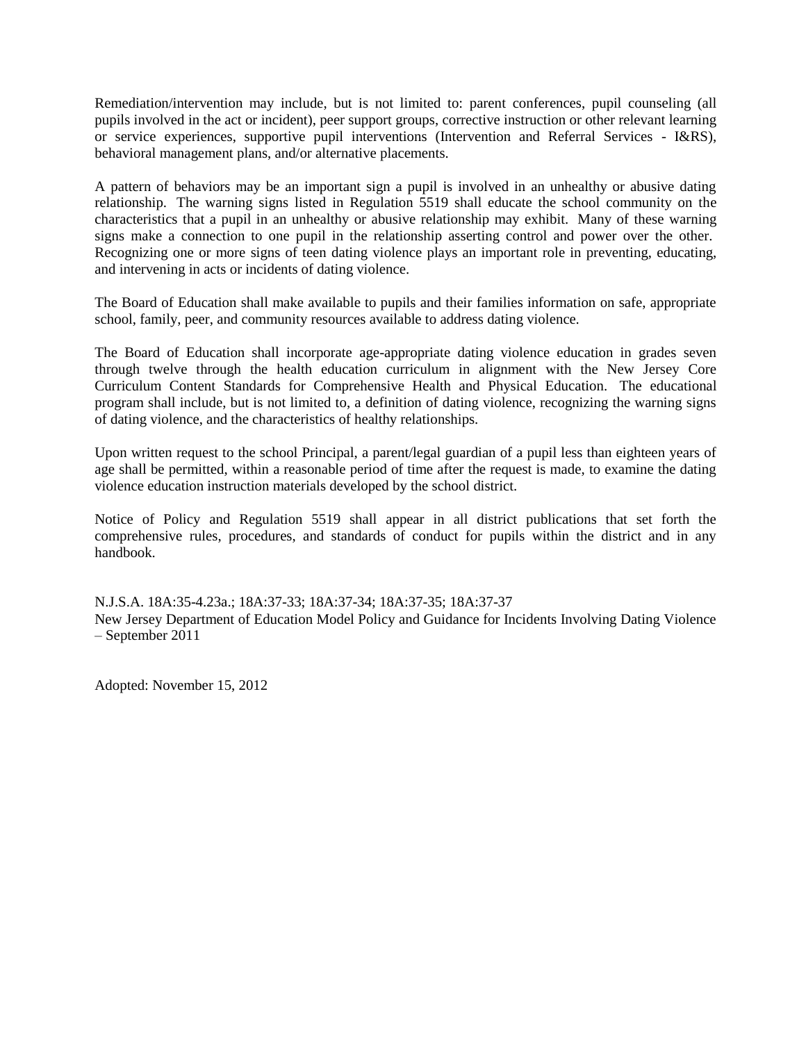Remediation/intervention may include, but is not limited to: parent conferences, pupil counseling (all pupils involved in the act or incident), peer support groups, corrective instruction or other relevant learning or service experiences, supportive pupil interventions (Intervention and Referral Services - I&RS), behavioral management plans, and/or alternative placements.

A pattern of behaviors may be an important sign a pupil is involved in an unhealthy or abusive dating relationship. The warning signs listed in Regulation 5519 shall educate the school community on the characteristics that a pupil in an unhealthy or abusive relationship may exhibit. Many of these warning signs make a connection to one pupil in the relationship asserting control and power over the other. Recognizing one or more signs of teen dating violence plays an important role in preventing, educating, and intervening in acts or incidents of dating violence.

The Board of Education shall make available to pupils and their families information on safe, appropriate school, family, peer, and community resources available to address dating violence.

The Board of Education shall incorporate age-appropriate dating violence education in grades seven through twelve through the health education curriculum in alignment with the New Jersey Core Curriculum Content Standards for Comprehensive Health and Physical Education. The educational program shall include, but is not limited to, a definition of dating violence, recognizing the warning signs of dating violence, and the characteristics of healthy relationships.

Upon written request to the school Principal, a parent/legal guardian of a pupil less than eighteen years of age shall be permitted, within a reasonable period of time after the request is made, to examine the dating violence education instruction materials developed by the school district.

Notice of Policy and Regulation 5519 shall appear in all district publications that set forth the comprehensive rules, procedures, and standards of conduct for pupils within the district and in any handbook.

N.J.S.A. 18A:35-4.23a.; 18A:37-33; 18A:37-34; 18A:37-35; 18A:37-37
New Jersey Department of Education Model Policy and Guidance for Incidents Involving Dating Violence – September 2011

Adopted: November 15, 2012